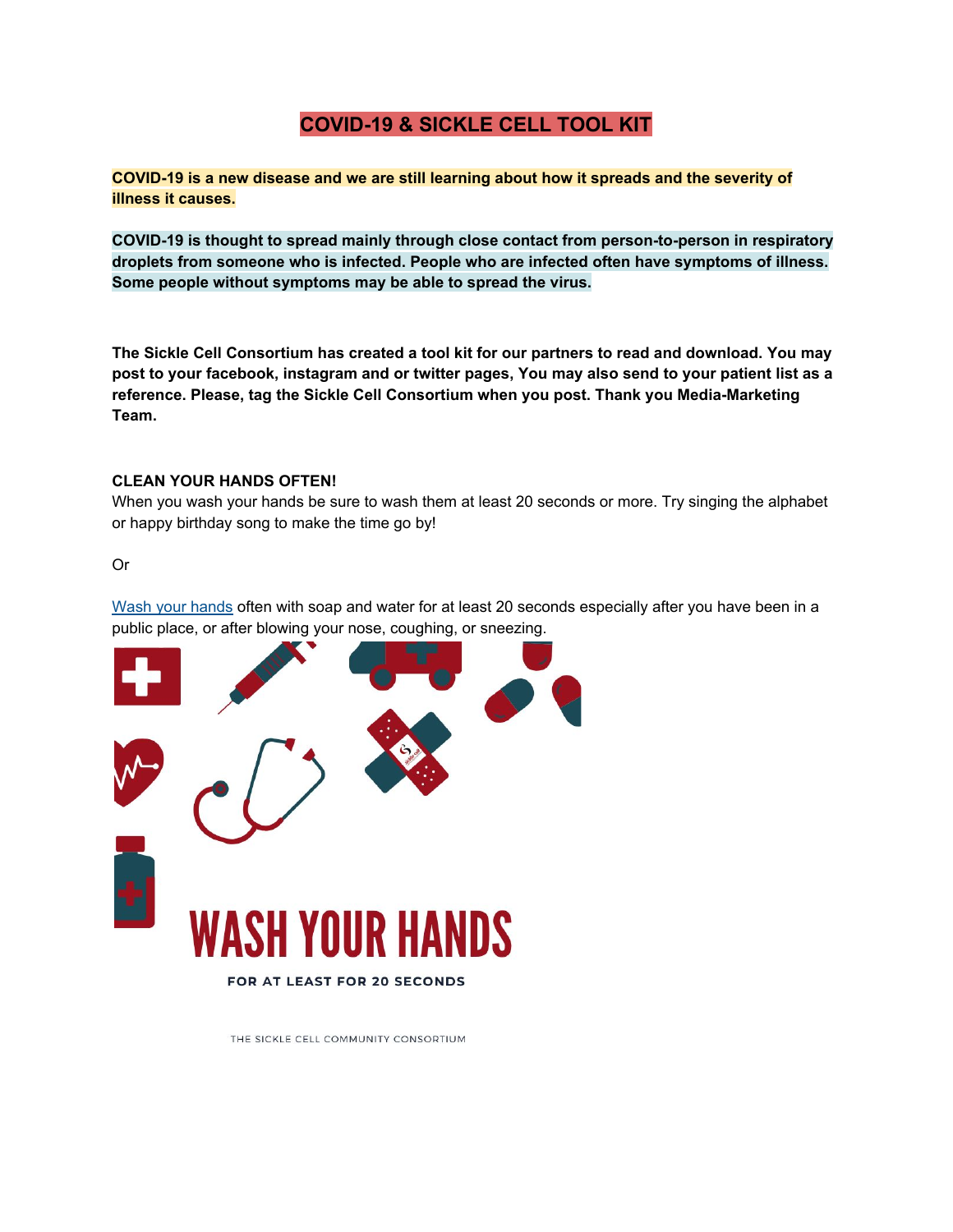# COVID-19 & SICKLE CELL TOOL KIT

**COVID-19 is a new disease and we are still learning about how it spreads and the severity of illness it causes.**

**COVID-19 is thought to spread mainly through close contact from person-to-person in respiratory droplets from someone who is infected. People who are infected often have symptoms of illness. Some people without symptoms may be able to spread the virus.**

**The Sickle Cell Consortium has created a tool kit for our partners to read and download. You may post to your facebook, instagram and or twitter pages, You may also send to your patient list as a reference. Please, tag the Sickle Cell Consortium when you post. Thank you Media-Marketing Team.**

**CLEAN YOUR HANDS OFTEN!**

When you wash your hands be sure to wash them at least 20 seconds or more. Try singing the alphabet or happy birthday song to make the time go by!

Or

Wash your hands often with soap and water for at least 20 seconds especially after you have been in a public place, or after blowing your nose, coughing, or sneezing.

WASH YOUR HANDS

FOR AT LEAST FOR 20 SECONDS

THE SICKLE CELL COMMUNITY CONSORTIUM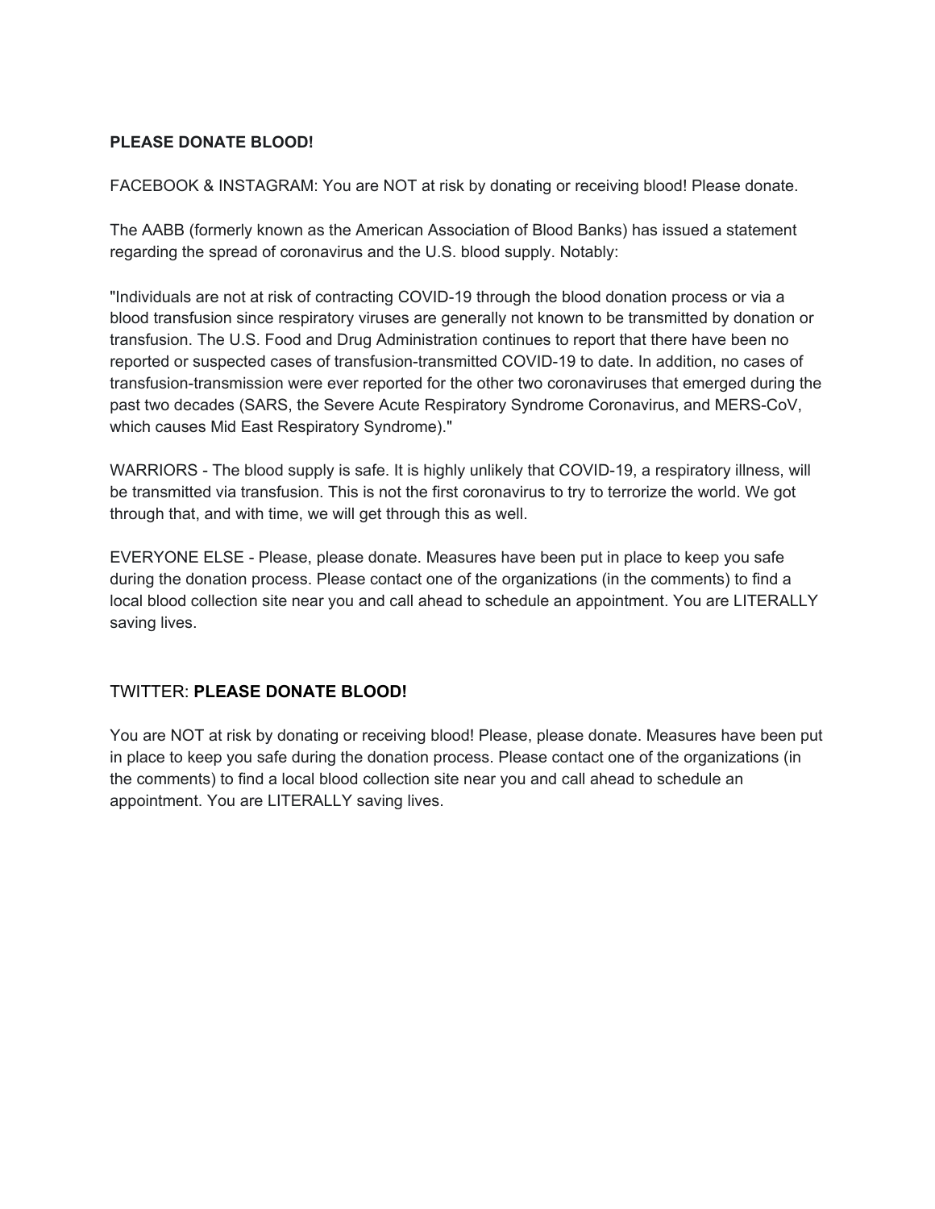**PLEASE DONATE BLOOD!**

FACEBOOK & INSTAGRAM: You are NOT at risk by donating or receiving blood! Please donate.

The AABB (formerly known as the American Association of Blood Banks) has issued a statement regarding the spread of coronavirus and the U.S. blood supply. Notably:

"Individuals are not at risk of contracting COVID-19 through the blood donation process or via a blood transfusion since respiratory viruses are generally not known to be transmitted by donation or transfusion. The U.S. Food and Drug Administration continues to report that there have been no reported or suspected cases of transfusion-transmitted COVID-19 to date. In addition, no cases of transfusion-transmission were ever reported for the other two coronaviruses that emerged during the past two decades (SARS, the Severe Acute Respiratory Syndrome Coronavirus, and MERS-CoV, which causes Mid East Respiratory Syndrome)."

WARRIORS - The blood supply is safe. It is highly unlikely that COVID-19, a respiratory illness, will be transmitted via transfusion. This is not the first coronavirus to try to terrorize the world. We got through that, and with time, we will get through this as well.

EVERYONE ELSE - Please, please donate. Measures have been put in place to keep you safe during the donation process. Please contact one of the organizations (in the comments) to find a local blood collection site near you and call ahead to schedule an appointment. You are LITERALLY saving lives.

## TWITTER: **PLEASE DONATE BLOOD!**

You are NOT at risk by donating or receiving blood! Please, please donate. Measures have been put in place to keep you safe during the donation process. Please contact one of the organizations (in the comments) to find a local blood collection site near you and call ahead to schedule an appointment. You are LITERALLY saving lives.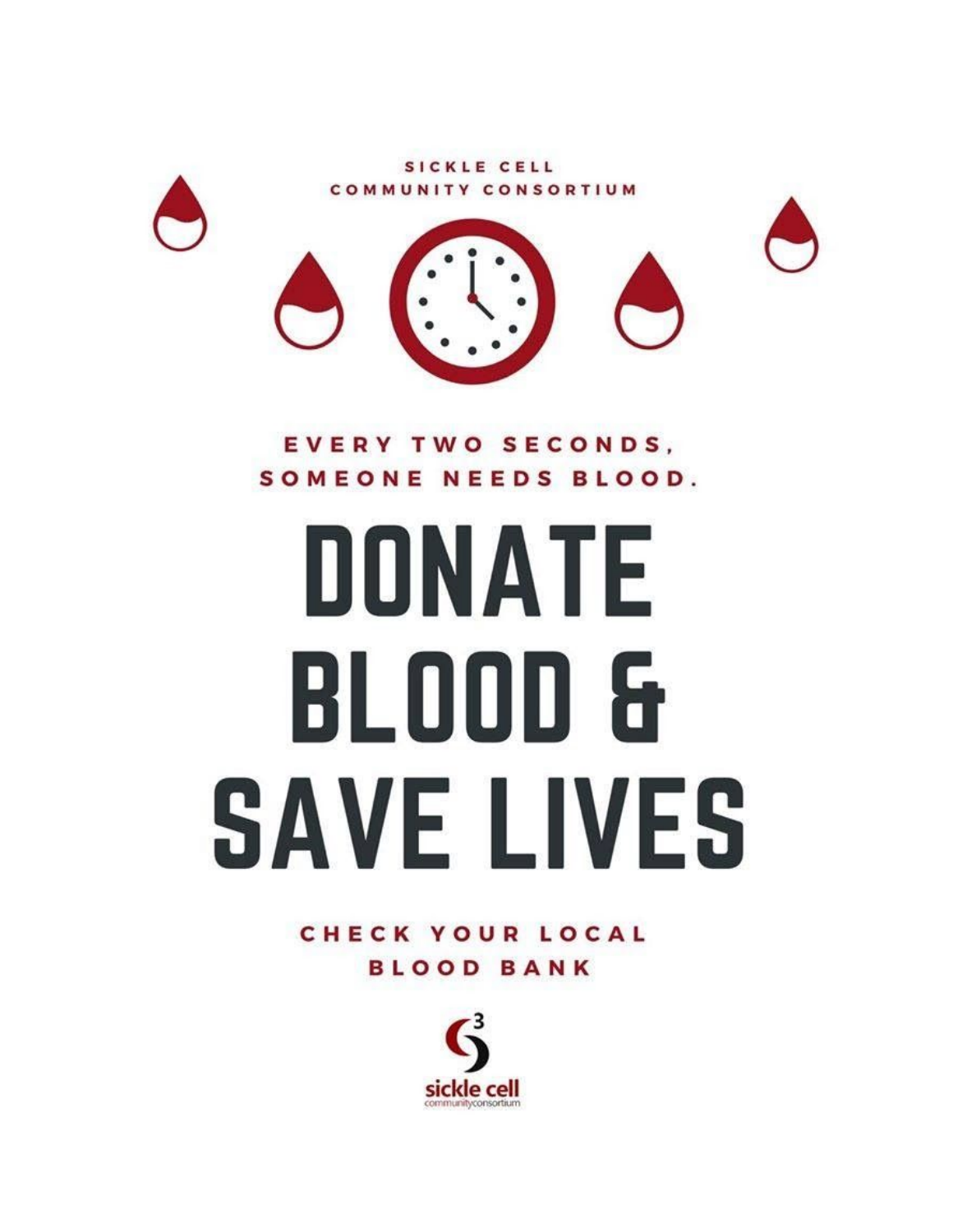SICKLE CELL
COMMUNITY CONSORTIUM

EVERY TWO SECONDS,
SOMEONE NEEDS BLOOD.

# DONATE BLOOD & SAVE LIVES

CHECK YOUR LOCAL
BLOOD BANK

sickle cell
community consortium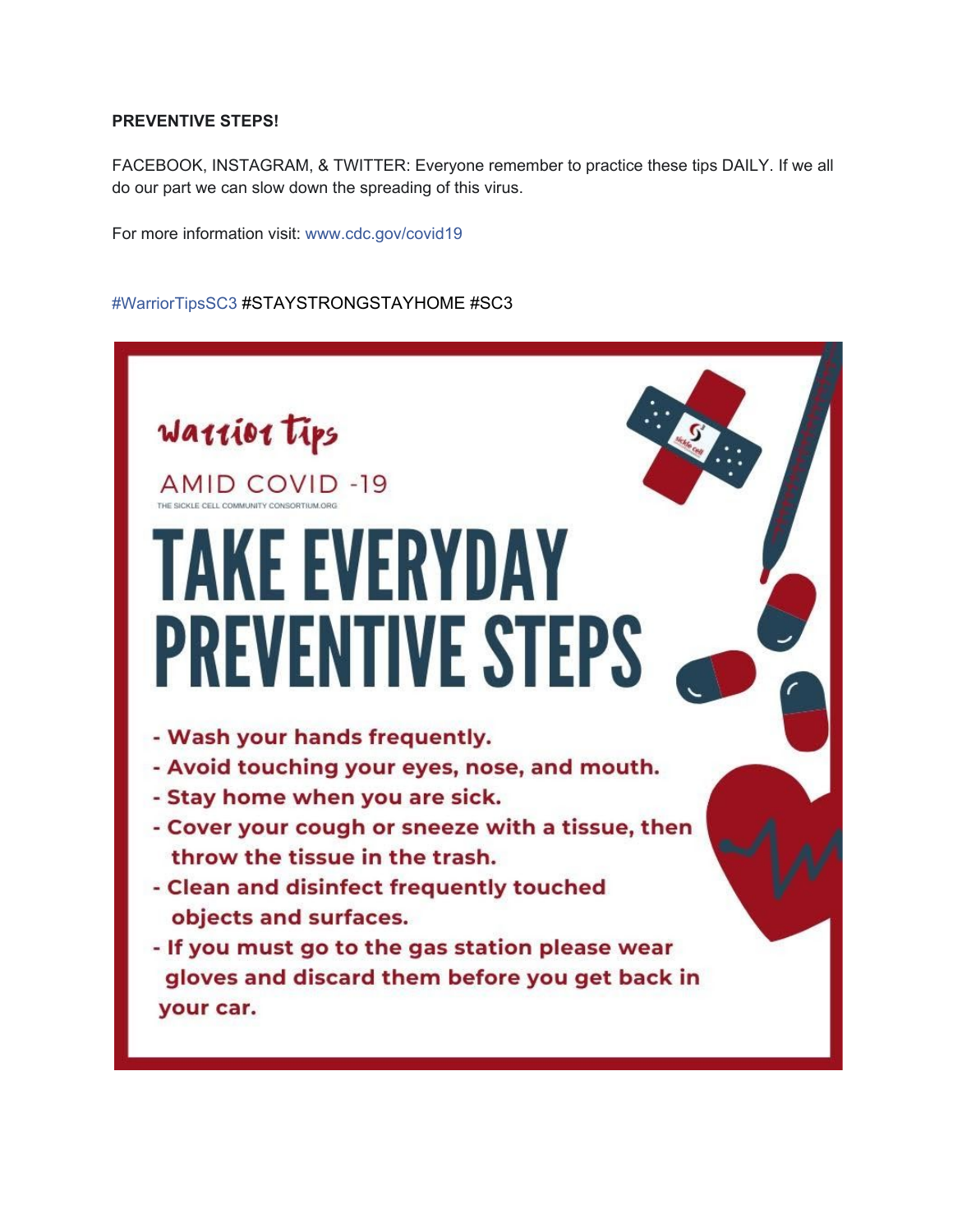**PREVENTIVE STEPS!**

FACEBOOK, INSTAGRAM, & TWITTER: Everyone remember to practice these tips DAILY. If we all do our part we can slow down the spreading of this virus.

For more information visit: www.cdc.gov/covid19

#WarriorTipsSC3 #STAYSTRONGSTAYHOME #SC3

warrior tips

AMID COVID -19

THE SICKLE CELL COMMUNITY CONSORTIUM.ORG

# TAKE EVERYDAY PREVENTIVE STEPS

- Wash your hands frequently.
- Avoid touching your eyes, nose, and mouth.
- Stay home when you are sick.
- Cover your cough or sneeze with a tissue, then throw the tissue in the trash.
- Clean and disinfect frequently touched objects and surfaces.
- If you must go to the gas station please wear gloves and discard them before you get back in your car.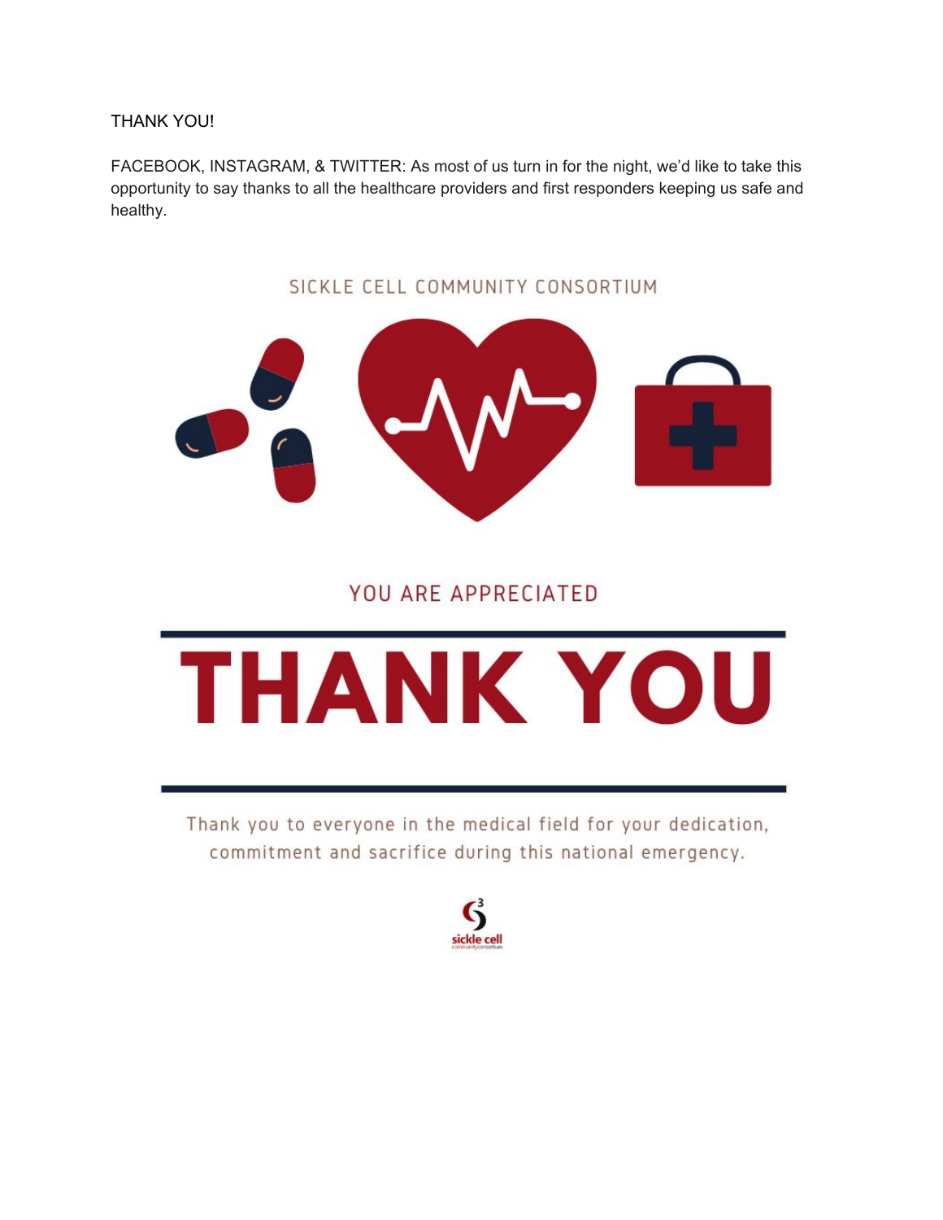THANK YOU!

FACEBOOK, INSTAGRAM, & TWITTER: As most of us turn in for the night, we'd like to take this opportunity to say thanks to all the healthcare providers and first responders keeping us safe and healthy.

SICKLE CELL COMMUNITY CONSORTIUM

YOU ARE APPRECIATED

# THANK YOU

Thank you to everyone in the medical field for your dedication, commitment and sacrifice during this national emergency.

sickle cell community consortium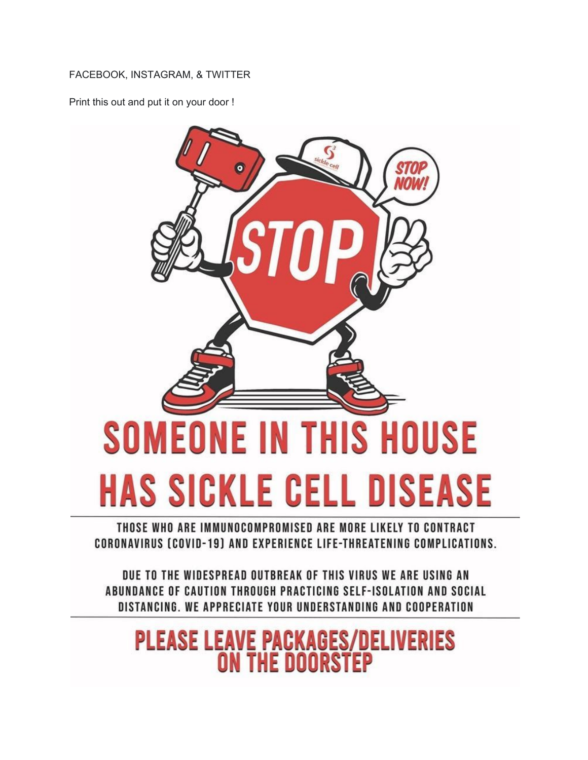FACEBOOK, INSTAGRAM, & TWITTER

Print this out and put it on your door !

STOP NOW!

STOP

# SOMEONE IN THIS HOUSE HAS SICKLE CELL DISEASE

THOSE WHO ARE IMMUNOCOMPROMISED ARE MORE LIKELY TO CONTRACT CORONAVIRUS (COVID-19) AND EXPERIENCE LIFE-THREATENING COMPLICATIONS.

DUE TO THE WIDESPREAD OUTBREAK OF THIS VIRUS WE ARE USING AN ABUNDANCE OF CAUTION THROUGH PRACTICING SELF-ISOLATION AND SOCIAL DISTANCING. WE APPRECIATE YOUR UNDERSTANDING AND COOPERATION

## PLEASE LEAVE PACKAGES/DELIVERIES ON THE DOORSTEP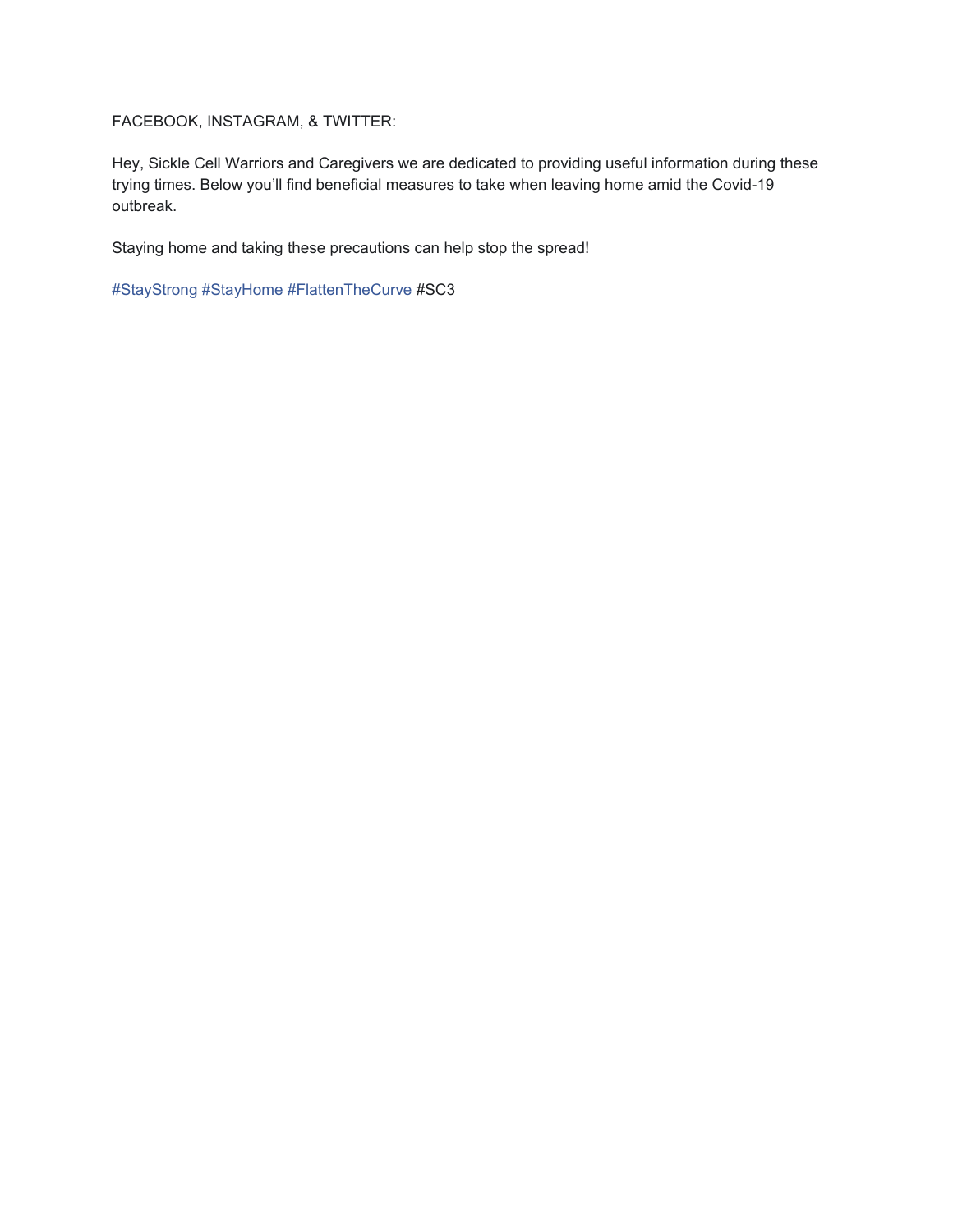FACEBOOK, INSTAGRAM, & TWITTER:

Hey, Sickle Cell Warriors and Caregivers we are dedicated to providing useful information during these trying times. Below you'll find beneficial measures to take when leaving home amid the Covid-19 outbreak.

Staying home and taking these precautions can help stop the spread!

#StayStrong #StayHome #FlattenTheCurve #SC3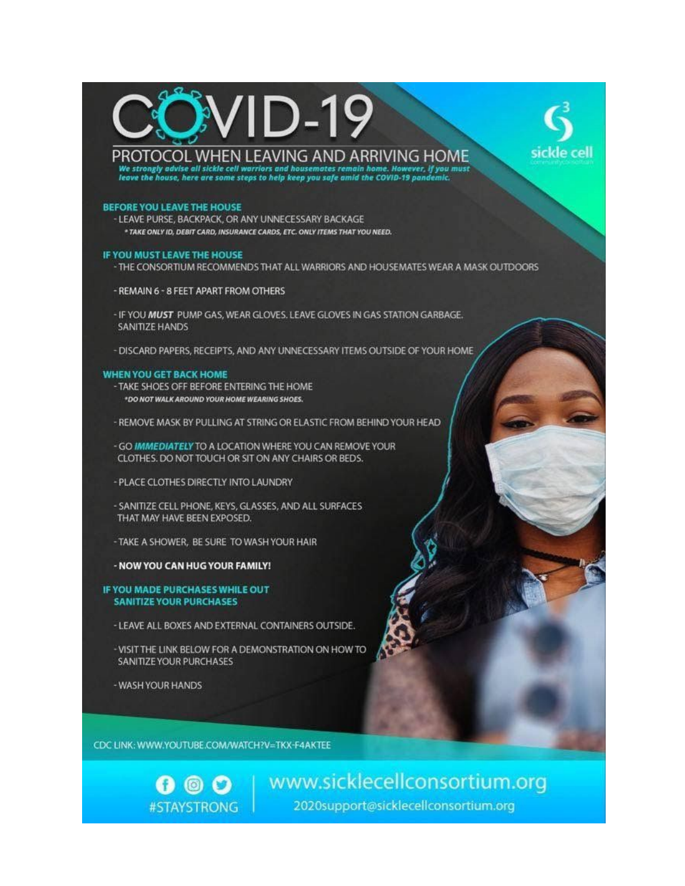# COVID-19

## PROTOCOL WHEN LEAVING AND ARRIVING HOME

***We strongly advise all sickle cell warriors and housemates remain home. However, if you must leave the house, here are some steps to help keep you safe amid the COVID-19 pandemic.***

sickle cell community consortium

### BEFORE YOU LEAVE THE HOUSE

- LEAVE PURSE, BACKPACK, OR ANY UNNECESSARY BACKAGE
  - ***\* TAKE ONLY ID, DEBIT CARD, INSURANCE CARDS, ETC. ONLY ITEMS THAT YOU NEED.***

### IF YOU MUST LEAVE THE HOUSE

- THE CONSORTIUM RECOMMENDS THAT ALL WARRIORS AND HOUSEMATES WEAR A MASK OUTDOORS
- REMAIN 6 - 8 FEET APART FROM OTHERS
- IF YOU ***MUST*** PUMP GAS, WEAR GLOVES. LEAVE GLOVES IN GAS STATION GARBAGE. SANITIZE HANDS
- DISCARD PAPERS, RECEIPTS, AND ANY UNNECESSARY ITEMS OUTSIDE OF YOUR HOME

### WHEN YOU GET BACK HOME

- TAKE SHOES OFF BEFORE ENTERING THE HOME
  - ***\*DO NOT WALK AROUND YOUR HOME WEARING SHOES.***
- REMOVE MASK BY PULLING AT STRING OR ELASTIC FROM BEHIND YOUR HEAD
- GO ***IMMEDIATELY*** TO A LOCATION WHERE YOU CAN REMOVE YOUR CLOTHES. DO NOT TOUCH OR SIT ON ANY CHAIRS OR BEDS.
- PLACE CLOTHES DIRECTLY INTO LAUNDRY
- SANITIZE CELL PHONE, KEYS, GLASSES, AND ALL SURFACES THAT MAY HAVE BEEN EXPOSED.
- TAKE A SHOWER, BE SURE TO WASH YOUR HAIR
- **NOW YOU CAN HUG YOUR FAMILY!**

### IF YOU MADE PURCHASES WHILE OUT SANITIZE YOUR PURCHASES

- LEAVE ALL BOXES AND EXTERNAL CONTAINERS OUTSIDE.
- VISIT THE LINK BELOW FOR A DEMONSTRATION ON HOW TO SANITIZE YOUR PURCHASES
- WASH YOUR HANDS

CDC LINK: WWW.YOUTUBE.COM/WATCH?V=TKX-F4AKTEE

#STAYSTRONG

www.sicklecellconsortium.org

2020support@sicklecellconsortium.org